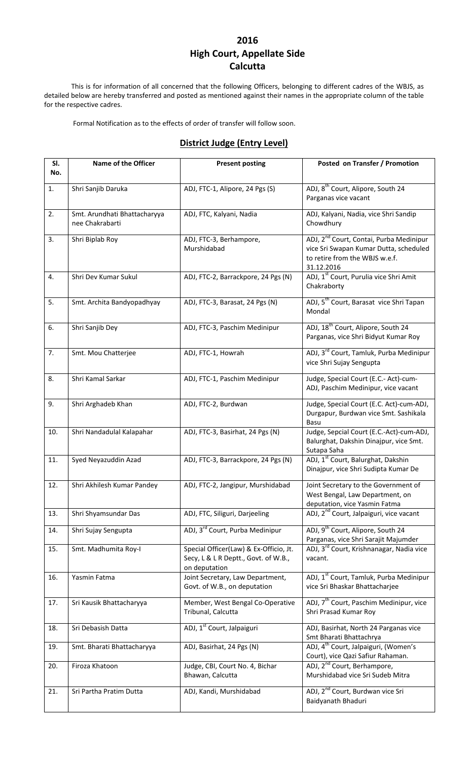# 2016
# High Court, Appellate Side
# Calcutta

This is for information of all concerned that the following Officers, belonging to different cadres of the WBJS, as detailed below are hereby transferred and posted as mentioned against their names in the appropriate column of the table for the respective cadres.

Formal Notification as to the effects of order of transfer will follow soon.

## District Judge (Entry Level)

| Sl. No. | Name of the Officer | Present posting | Posted on Transfer / Promotion |
|---|---|---|---|
| 1. | Shri Sanjib Daruka | ADJ, FTC-1, Alipore, 24 Pgs (S) | ADJ, 8th Court, Alipore, South 24 Parganas vice vacant |
| 2. | Smt. Arundhati Bhattacharyya nee Chakrabarti | ADJ, FTC, Kalyani, Nadia | ADJ, Kalyani, Nadia, vice Shri Sandip Chowdhury |
| 3. | Shri Biplab Roy | ADJ, FTC-3, Berhampore, Murshidabad | ADJ, 2nd Court, Contai, Purba Medinipur vice Sri Swapan Kumar Dutta, scheduled to retire from the WBJS w.e.f. 31.12.2016 |
| 4. | Shri Dev Kumar Sukul | ADJ, FTC-2, Barrackpore, 24 Pgs (N) | ADJ, 1st Court, Purulia vice Shri Amit Chakraborty |
| 5. | Smt. Archita Bandyopadhyay | ADJ, FTC-3, Barasat, 24 Pgs (N) | ADJ, 5th Court, Barasat vice Shri Tapan Mondal |
| 6. | Shri Sanjib Dey | ADJ, FTC-3, Paschim Medinipur | ADJ, 18th Court, Alipore, South 24 Parganas, vice Shri Bidyut Kumar Roy |
| 7. | Smt. Mou Chatterjee | ADJ, FTC-1, Howrah | ADJ, 3rd Court, Tamluk, Purba Medinipur vice Shri Sujay Sengupta |
| 8. | Shri Kamal Sarkar | ADJ, FTC-1, Paschim Medinipur | Judge, Special Court (E.C.- Act)-cum-ADJ, Paschim Medinipur, vice vacant |
| 9. | Shri Arghadeb Khan | ADJ, FTC-2, Burdwan | Judge, Special Court (E.C. Act)-cum-ADJ, Durgapur, Burdwan vice Smt. Sashikala Basu |
| 10. | Shri Nandadulal Kalapahar | ADJ, FTC-3, Basirhat, 24 Pgs (N) | Judge, Sepcial Court (E.C.-Act)-cum-ADJ, Balurghat, Dakshin Dinajpur, vice Smt. Sutapa Saha |
| 11. | Syed Neyazuddin Azad | ADJ, FTC-3, Barrackpore, 24 Pgs (N) | ADJ, 1st Court, Balurghat, Dakshin Dinajpur, vice Shri Sudipta Kumar De |
| 12. | Shri Akhilesh Kumar Pandey | ADJ, FTC-2, Jangipur, Murshidabad | Joint Secretary to the Government of West Bengal, Law Department, on deputation, vice Yasmin Fatma |
| 13. | Shri Shyamsundar Das | ADJ, FTC, Siliguri, Darjeeling | ADJ, 2nd Court, Jalpaiguri, vice vacant |
| 14. | Shri Sujay Sengupta | ADJ, 3rd Court, Purba Medinipur | ADJ, 9th Court, Alipore, South 24 Parganas, vice Shri Sarajit Majumder |
| 15. | Smt. Madhumita Roy-I | Special Officer(Law) & Ex-Officio, Jt. Secy, L & L R Deptt., Govt. of W.B., on deputation | ADJ, 3rd Court, Krishnanagar, Nadia vice vacant. |
| 16. | Yasmin Fatma | Joint Secretary, Law Department, Govt. of W.B., on deputation | ADJ, 1st Court, Tamluk, Purba Medinipur vice Sri Bhaskar Bhattacharjee |
| 17. | Sri Kausik Bhattacharyya | Member, West Bengal Co-Operative Tribunal, Calcutta | ADJ, 7th Court, Paschim Medinipur, vice Shri Prasad Kumar Roy |
| 18. | Sri Debasish Datta | ADJ, 1st Court, Jalpaiguri | ADJ, Basirhat, North 24 Parganas vice Smt Bharati Bhattachrya |
| 19. | Smt. Bharati Bhattacharyya | ADJ, Basirhat, 24 Pgs (N) | ADJ, 4th Court, Jalpaiguri, (Women's Court), vice Qazi Safiur Rahaman. |
| 20. | Firoza Khatoon | Judge, CBI, Court No. 4, Bichar Bhawan, Calcutta | ADJ, 2nd Court, Berhampore, Murshidabad vice Sri Sudeb Mitra |
| 21. | Sri Partha Pratim Dutta | ADJ, Kandi, Murshidabad | ADJ, 2nd Court, Burdwan vice Sri Baidyanath Bhaduri |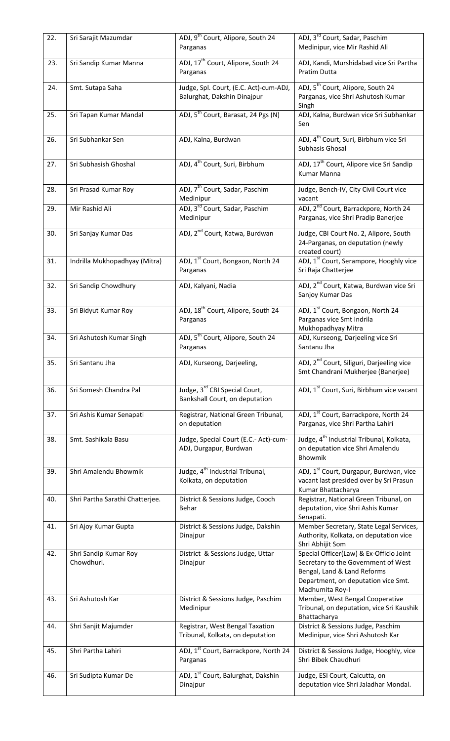| 22. | Sri Sarajit Mazumdar | ADJ, 9th Court, Alipore, South 24 Parganas | ADJ, 3rd Court, Sadar, Paschim Medinipur, vice Mir Rashid Ali |
|---|---|---|---|
| 23. | Sri Sandip Kumar Manna | ADJ, 17th Court, Alipore, South 24 Parganas | ADJ, Kandi, Murshidabad vice Sri Partha Pratim Dutta |
| 24. | Smt. Sutapa Saha | Judge, Spl. Court, (E.C. Act)-cum-ADJ, Balurghat, Dakshin Dinajpur | ADJ, 5th Court, Alipore, South 24 Parganas, vice Shri Ashutosh Kumar Singh |
| 25. | Sri Tapan Kumar Mandal | ADJ, 5th Court, Barasat, 24 Pgs (N) | ADJ, Kalna, Burdwan vice Sri Subhankar Sen |
| 26. | Sri Subhankar Sen | ADJ, Kalna, Burdwan | ADJ, 4th Court, Suri, Birbhum vice Sri Subhasis Ghosal |
| 27. | Sri Subhasish Ghoshal | ADJ, 4th Court, Suri, Birbhum | ADJ, 17th Court, Alipore vice Sri Sandip Kumar Manna |
| 28. | Sri Prasad Kumar Roy | ADJ, 7th Court, Sadar, Paschim Medinipur | Judge, Bench-IV, City Civil Court vice vacant |
| 29. | Mir Rashid Ali | ADJ, 3rd Court, Sadar, Paschim Medinipur | ADJ, 2nd Court, Barrackpore, North 24 Parganas, vice Shri Pradip Banerjee |
| 30. | Sri Sanjay Kumar Das | ADJ, 2nd Court, Katwa, Burdwan | Judge, CBI Court No. 2, Alipore, South 24-Parganas, on deputation (newly created court) |
| 31. | Indrilla Mukhopadhyay (Mitra) | ADJ, 1st Court, Bongaon, North 24 Parganas | ADJ, 1st Court, Serampore, Hooghly vice Sri Raja Chatterjee |
| 32. | Sri Sandip Chowdhury | ADJ, Kalyani, Nadia | ADJ, 2nd Court, Katwa, Burdwan vice Sri Sanjoy Kumar Das |
| 33. | Sri Bidyut Kumar Roy | ADJ, 18th Court, Alipore, South 24 Parganas | ADJ, 1st Court, Bongaon, North 24 Parganas vice Smt Indrila Mukhopadhyay Mitra |
| 34. | Sri Ashutosh Kumar Singh | ADJ, 5th Court, Alipore, South 24 Parganas | ADJ, Kurseong, Darjeeling vice Sri Santanu Jha |
| 35. | Sri Santanu Jha | ADJ, Kurseong, Darjeeling, | ADJ, 2nd Court, Siliguri, Darjeeling vice Smt Chandrani Mukherjee (Banerjee) |
| 36. | Sri Somesh Chandra Pal | Judge, 3rd CBI Special Court, Bankshall Court, on deputation | ADJ, 1st Court, Suri, Birbhum vice vacant |
| 37. | Sri Ashis Kumar Senapati | Registrar, National Green Tribunal, on deputation | ADJ, 1st Court, Barrackpore, North 24 Parganas, vice Shri Partha Lahiri |
| 38. | Smt. Sashikala Basu | Judge, Special Court (E.C.- Act)-cum-ADJ, Durgapur, Burdwan | Judge, 4th Industrial Tribunal, Kolkata, on deputation vice Shri Amalendu Bhowmik |
| 39. | Shri Amalendu Bhowmik | Judge, 4th Industrial Tribunal, Kolkata, on deputation | ADJ, 1st Court, Durgapur, Burdwan, vice vacant last presided over by Sri Prasun Kumar Bhattacharya |
| 40. | Shri Partha Sarathi Chatterjee. | District & Sessions Judge, Cooch Behar | Registrar, National Green Tribunal, on deputation, vice Shri Ashis Kumar Senapati. |
| 41. | Sri Ajoy Kumar Gupta | District & Sessions Judge, Dakshin Dinajpur | Member Secretary, State Legal Services, Authority, Kolkata, on deputation vice Shri Abhijit Som |
| 42. | Shri Sandip Kumar Roy Chowdhuri. | District & Sessions Judge, Uttar Dinajpur | Special Officer(Law) & Ex-Officio Joint Secretary to the Government of West Bengal, Land & Land Reforms Department, on deputation vice Smt. Madhumita Roy-I |
| 43. | Sri Ashutosh Kar | District & Sessions Judge, Paschim Medinipur | Member, West Bengal Cooperative Tribunal, on deputation, vice Sri Kaushik Bhattacharya |
| 44. | Shri Sanjit Majumder | Registrar, West Bengal Taxation Tribunal, Kolkata, on deputation | District & Sessions Judge, Paschim Medinipur, vice Shri Ashutosh Kar |
| 45. | Shri Partha Lahiri | ADJ, 1st Court, Barrackpore, North 24 Parganas | District & Sessions Judge, Hooghly, vice Shri Bibek Chaudhuri |
| 46. | Sri Sudipta Kumar De | ADJ, 1st Court, Balurghat, Dakshin Dinajpur | Judge, ESI Court, Calcutta, on deputation vice Shri Jaladhar Mondal. |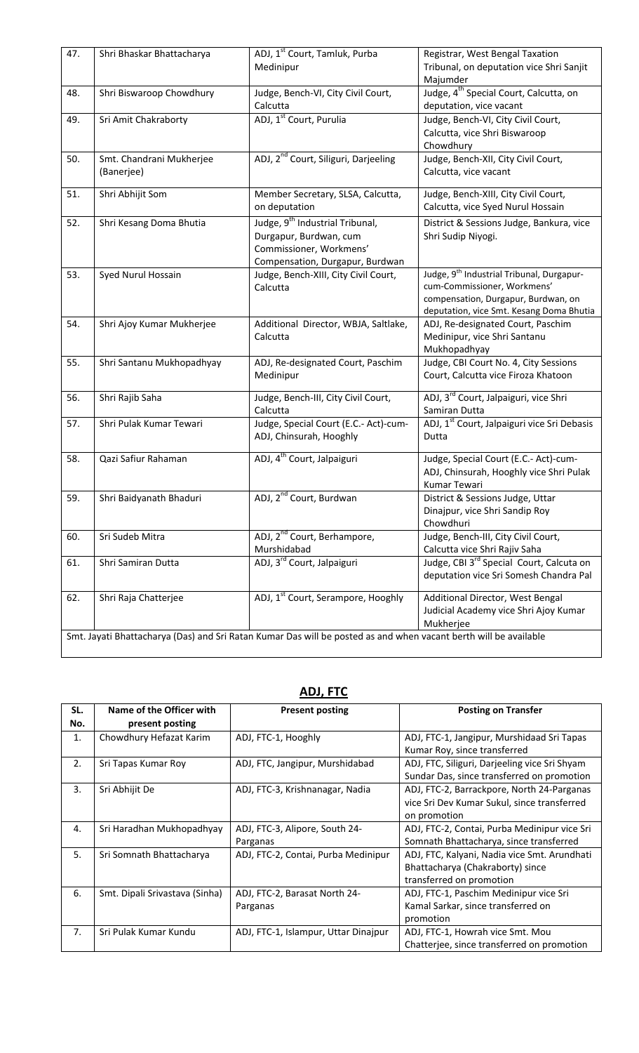| | | | |
|---|---|---|---|
| 47. | Shri Bhaskar Bhattacharya | ADJ, 1st Court, Tamluk, Purba Medinipur | Registrar, West Bengal Taxation Tribunal, on deputation vice Shri Sanjit Majumder |
| 48. | Shri Biswaroop Chowdhury | Judge, Bench-VI, City Civil Court, Calcutta | Judge, 4th Special Court, Calcutta, on deputation, vice vacant |
| 49. | Sri Amit Chakraborty | ADJ, 1st Court, Purulia | Judge, Bench-VI, City Civil Court, Calcutta, vice Shri Biswaroop Chowdhury |
| 50. | Smt. Chandrani Mukherjee (Banerjee) | ADJ, 2nd Court, Siliguri, Darjeeling | Judge, Bench-XII, City Civil Court, Calcutta, vice vacant |
| 51. | Shri Abhijit Som | Member Secretary, SLSA, Calcutta, on deputation | Judge, Bench-XIII, City Civil Court, Calcutta, vice Syed Nurul Hossain |
| 52. | Shri Kesang Doma Bhutia | Judge, 9th Industrial Tribunal, Durgapur, Burdwan, cum Commissioner, Workmens' Compensation, Durgapur, Burdwan | District & Sessions Judge, Bankura, vice Shri Sudip Niyogi. |
| 53. | Syed Nurul Hossain | Judge, Bench-XIII, City Civil Court, Calcutta | Judge, 9th Industrial Tribunal, Durgapur-cum-Commissioner, Workmens' compensation, Durgapur, Burdwan, on deputation, vice Smt. Kesang Doma Bhutia |
| 54. | Shri Ajoy Kumar Mukherjee | Additional Director, WBJA, Saltlake, Calcutta | ADJ, Re-designated Court, Paschim Medinipur, vice Shri Santanu Mukhopadhyay |
| 55. | Shri Santanu Mukhopadhyay | ADJ, Re-designated Court, Paschim Medinipur | Judge, CBI Court No. 4, City Sessions Court, Calcutta vice Firoza Khatoon |
| 56. | Shri Rajib Saha | Judge, Bench-III, City Civil Court, Calcutta | ADJ, 3rd Court, Jalpaiguri, vice Shri Samiran Dutta |
| 57. | Shri Pulak Kumar Tewari | Judge, Special Court (E.C.- Act)-cum-ADJ, Chinsurah, Hooghly | ADJ, 1st Court, Jalpaiguri vice Sri Debasis Dutta |
| 58. | Qazi Safiur Rahaman | ADJ, 4th Court, Jalpaiguri | Judge, Special Court (E.C.- Act)-cum-ADJ, Chinsurah, Hooghly vice Shri Pulak Kumar Tewari |
| 59. | Shri Baidyanath Bhaduri | ADJ, 2nd Court, Burdwan | District & Sessions Judge, Uttar Dinajpur, vice Shri Sandip Roy Chowdhuri |
| 60. | Sri Sudeb Mitra | ADJ, 2nd Court, Berhampore, Murshidabad | Judge, Bench-III, City Civil Court, Calcutta vice Shri Rajiv Saha |
| 61. | Shri Samiran Dutta | ADJ, 3rd Court, Jalpaiguri | Judge, CBI 3rd Special Court, Calcuta on deputation vice Sri Somesh Chandra Pal |
| 62. | Shri Raja Chatterjee | ADJ, 1st Court, Serampore, Hooghly | Additional Director, West Bengal Judicial Academy vice Shri Ajoy Kumar Mukherjee |

Smt. Jayati Bhattacharya (Das) and Sri Ratan Kumar Das will be posted as and when vacant berth will be available

## ADJ, FTC

| SL. No. | Name of the Officer with present posting | Present posting | Posting on Transfer |
|---|---|---|---|
| 1. | Chowdhury Hefazat Karim | ADJ, FTC-1, Hooghly | ADJ, FTC-1, Jangipur, Murshidaad Sri Tapas Kumar Roy, since transferred |
| 2. | Sri Tapas Kumar Roy | ADJ, FTC, Jangipur, Murshidabad | ADJ, FTC, Siliguri, Darjeeling vice Sri Shyam Sundar Das, since transferred on promotion |
| 3. | Sri Abhijit De | ADJ, FTC-3, Krishnanagar, Nadia | ADJ, FTC-2, Barrackpore, North 24-Parganas vice Sri Dev Kumar Sukul, since transferred on promotion |
| 4. | Sri Haradhan Mukhopadhyay | ADJ, FTC-3, Alipore, South 24-Parganas | ADJ, FTC-2, Contai, Purba Medinipur vice Sri Somnath Bhattacharya, since transferred |
| 5. | Sri Somnath Bhattacharya | ADJ, FTC-2, Contai, Purba Medinipur | ADJ, FTC, Kalyani, Nadia vice Smt. Arundhati Bhattacharya (Chakraborty) since transferred on promotion |
| 6. | Smt. Dipali Srivastava (Sinha) | ADJ, FTC-2, Barasat North 24-Parganas | ADJ, FTC-1, Paschim Medinipur vice Sri Kamal Sarkar, since transferred on promotion |
| 7. | Sri Pulak Kumar Kundu | ADJ, FTC-1, Islampur, Uttar Dinajpur | ADJ, FTC-1, Howrah vice Smt. Mou Chatterjee, since transferred on promotion |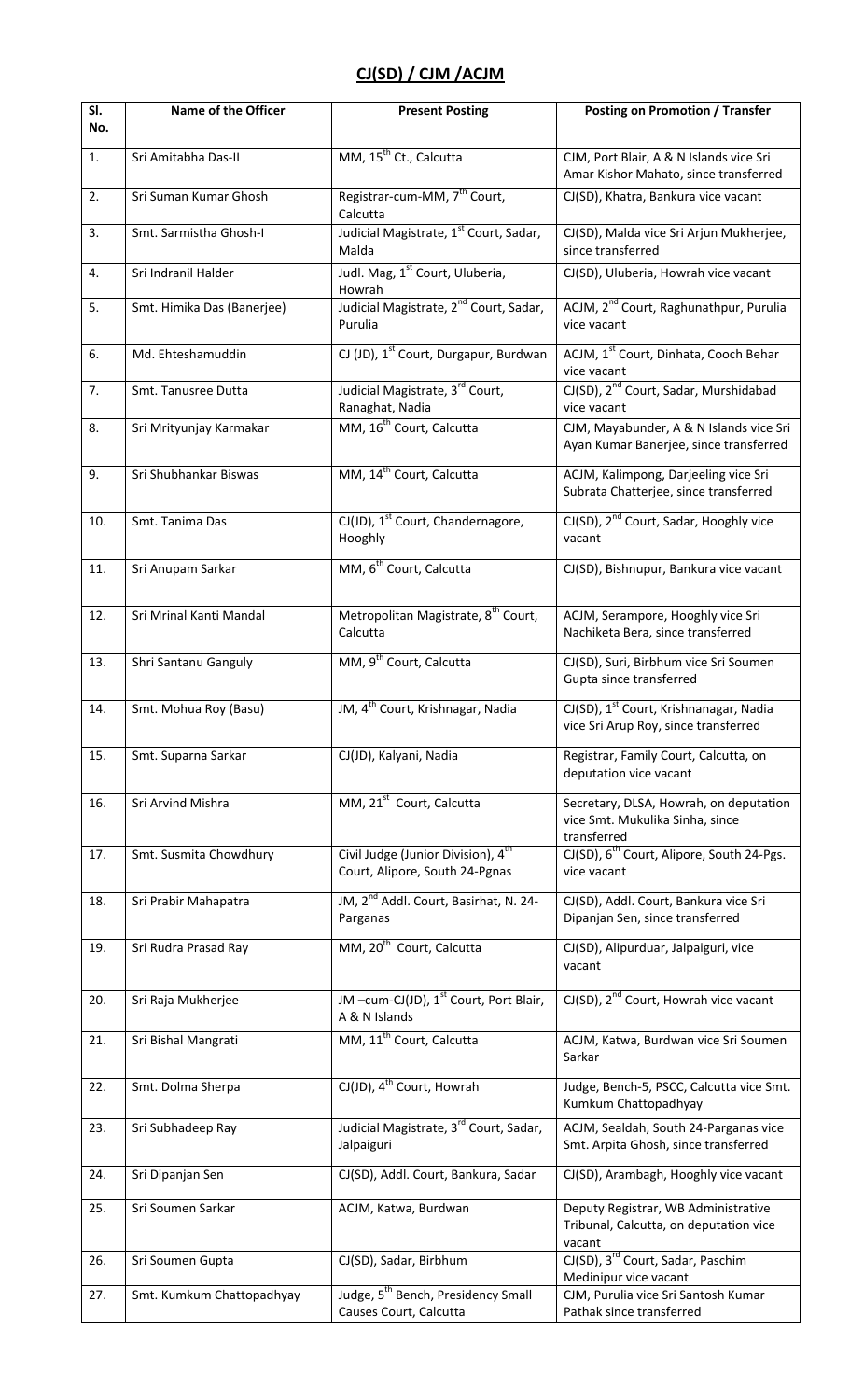## CJ(SD) / CJM /ACJM

| Sl. No. | Name of the Officer | Present Posting | Posting on Promotion / Transfer |
|---|---|---|---|
| 1. | Sri Amitabha Das-II | MM, 15th Ct., Calcutta | CJM, Port Blair, A & N Islands vice Sri Amar Kishor Mahato, since transferred |
| 2. | Sri Suman Kumar Ghosh | Registrar-cum-MM, 7th Court, Calcutta | CJ(SD), Khatra, Bankura vice vacant |
| 3. | Smt. Sarmistha Ghosh-I | Judicial Magistrate, 1st Court, Sadar, Malda | CJ(SD), Malda vice Sri Arjun Mukherjee, since transferred |
| 4. | Sri Indranil Halder | Judl. Mag, 1st Court, Uluberia, Howrah | CJ(SD), Uluberia, Howrah vice vacant |
| 5. | Smt. Himika Das (Banerjee) | Judicial Magistrate, 2nd Court, Sadar, Purulia | ACJM, 2nd Court, Raghunathpur, Purulia vice vacant |
| 6. | Md. Ehteshamuddin | CJ (JD), 1st Court, Durgapur, Burdwan | ACJM, 1st Court, Dinhata, Cooch Behar vice vacant |
| 7. | Smt. Tanusree Dutta | Judicial Magistrate, 3rd Court, Ranaghat, Nadia | CJ(SD), 2nd Court, Sadar, Murshidabad vice vacant |
| 8. | Sri Mrityunjay Karmakar | MM, 16th Court, Calcutta | CJM, Mayabunder, A & N Islands vice Sri Ayan Kumar Banerjee, since transferred |
| 9. | Sri Shubhankar Biswas | MM, 14th Court, Calcutta | ACJM, Kalimpong, Darjeeling vice Sri Subrata Chatterjee, since transferred |
| 10. | Smt. Tanima Das | CJ(JD), 1st Court, Chandernagore, Hooghly | CJ(SD), 2nd Court, Sadar, Hooghly vice vacant |
| 11. | Sri Anupam Sarkar | MM, 6th Court, Calcutta | CJ(SD), Bishnupur, Bankura vice vacant |
| 12. | Sri Mrinal Kanti Mandal | Metropolitan Magistrate, 8th Court, Calcutta | ACJM, Serampore, Hooghly vice Sri Nachiketa Bera, since transferred |
| 13. | Shri Santanu Ganguly | MM, 9th Court, Calcutta | CJ(SD), Suri, Birbhum vice Sri Soumen Gupta since transferred |
| 14. | Smt. Mohua Roy (Basu) | JM, 4th Court, Krishnagar, Nadia | CJ(SD), 1st Court, Krishnanagar, Nadia vice Sri Arup Roy, since transferred |
| 15. | Smt. Suparna Sarkar | CJ(JD), Kalyani, Nadia | Registrar, Family Court, Calcutta, on deputation vice vacant |
| 16. | Sri Arvind Mishra | MM, 21st Court, Calcutta | Secretary, DLSA, Howrah, on deputation vice Smt. Mukulika Sinha, since transferred |
| 17. | Smt. Susmita Chowdhury | Civil Judge (Junior Division), 4th Court, Alipore, South 24-Pgnas | CJ(SD), 6th Court, Alipore, South 24-Pgs. vice vacant |
| 18. | Sri Prabir Mahapatra | JM, 2nd Addl. Court, Basirhat, N. 24-Parganas | CJ(SD), Addl. Court, Bankura vice Sri Dipanjan Sen, since transferred |
| 19. | Sri Rudra Prasad Ray | MM, 20th Court, Calcutta | CJ(SD), Alipurduar, Jalpaiguri, vice vacant |
| 20. | Sri Raja Mukherjee | JM –cum-CJ(JD), 1st Court, Port Blair, A & N Islands | CJ(SD), 2nd Court, Howrah vice vacant |
| 21. | Sri Bishal Mangrati | MM, 11th Court, Calcutta | ACJM, Katwa, Burdwan vice Sri Soumen Sarkar |
| 22. | Smt. Dolma Sherpa | CJ(JD), 4th Court, Howrah | Judge, Bench-5, PSCC, Calcutta vice Smt. Kumkum Chattopadhyay |
| 23. | Sri Subhadeep Ray | Judicial Magistrate, 3rd Court, Sadar, Jalpaiguri | ACJM, Sealdah, South 24-Parganas vice Smt. Arpita Ghosh, since transferred |
| 24. | Sri Dipanjan Sen | CJ(SD), Addl. Court, Bankura, Sadar | CJ(SD), Arambagh, Hooghly vice vacant |
| 25. | Sri Soumen Sarkar | ACJM, Katwa, Burdwan | Deputy Registrar, WB Administrative Tribunal, Calcutta, on deputation vice vacant |
| 26. | Sri Soumen Gupta | CJ(SD), Sadar, Birbhum | CJ(SD), 3rd Court, Sadar, Paschim Medinipur vice vacant |
| 27. | Smt. Kumkum Chattopadhyay | Judge, 5th Bench, Presidency Small Causes Court, Calcutta | CJM, Purulia vice Sri Santosh Kumar Pathak since transferred |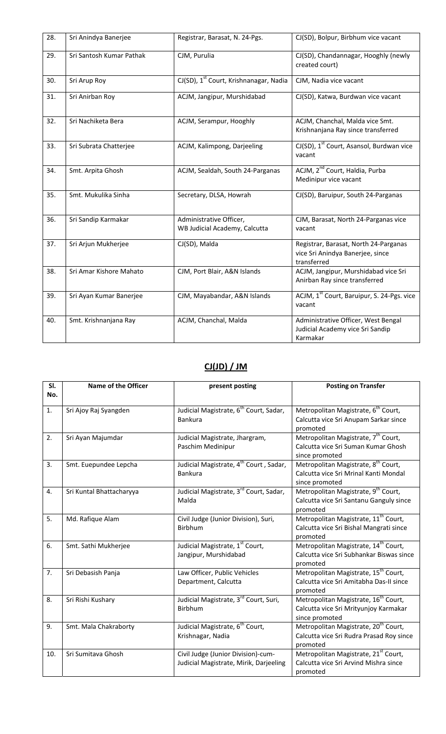| 28. | Sri Anindya Banerjee | Registrar, Barasat, N. 24-Pgs. | CJ(SD), Bolpur, Birbhum vice vacant |
|---|---|---|---|
| 29. | Sri Santosh Kumar Pathak | CJM, Purulia | CJ(SD), Chandannagar, Hooghly (newly created court) |
| 30. | Sri Arup Roy | CJ(SD), 1st Court, Krishnanagar, Nadia | CJM, Nadia vice vacant |
| 31. | Sri Anirban Roy | ACJM, Jangipur, Murshidabad | CJ(SD), Katwa, Burdwan vice vacant |
| 32. | Sri Nachiketa Bera | ACJM, Serampur, Hooghly | ACJM, Chanchal, Malda vice Smt. Krishnanjana Ray since transferred |
| 33. | Sri Subrata Chatterjee | ACJM, Kalimpong, Darjeeling | CJ(SD), 1st Court, Asansol, Burdwan vice vacant |
| 34. | Smt. Arpita Ghosh | ACJM, Sealdah, South 24-Parganas | ACJM, 2nd Court, Haldia, Purba Medinipur vice vacant |
| 35. | Smt. Mukulika Sinha | Secretary, DLSA, Howrah | CJ(SD), Baruipur, South 24-Parganas |
| 36. | Sri Sandip Karmakar | Administrative Officer, WB Judicial Academy, Calcutta | CJM, Barasat, North 24-Parganas vice vacant |
| 37. | Sri Arjun Mukherjee | CJ(SD), Malda | Registrar, Barasat, North 24-Parganas vice Sri Anindya Banerjee, since transferred |
| 38. | Sri Amar Kishore Mahato | CJM, Port Blair, A&N Islands | ACJM, Jangipur, Murshidabad vice Sri Anirban Ray since transferred |
| 39. | Sri Ayan Kumar Banerjee | CJM, Mayabandar, A&N Islands | ACJM, 1st Court, Baruipur, S. 24-Pgs. vice vacant |
| 40. | Smt. Krishnanjana Ray | ACJM, Chanchal, Malda | Administrative Officer, West Bengal Judicial Academy vice Sri Sandip Karmakar |

## CJ(JD) / JM

| Sl. No. | Name of the Officer | present posting | Posting on Transfer |
|---|---|---|---|
| 1. | Sri Ajoy Raj Syangden | Judicial Magistrate, 6th Court, Sadar, Bankura | Metropolitan Magistrate, 6th Court, Calcutta vice Sri Anupam Sarkar since promoted |
| 2. | Sri Ayan Majumdar | Judicial Magistrate, Jhargram, Paschim Medinipur | Metropolitan Magistrate, 7th Court, Calcutta vice Sri Suman Kumar Ghosh since promoted |
| 3. | Smt. Euepundee Lepcha | Judicial Magistrate, 4th Court , Sadar, Bankura | Metropolitan Magistrate, 8th Court, Calcutta vice Sri Mrinal Kanti Mondal since promoted |
| 4. | Sri Kuntal Bhattacharyya | Judicial Magistrate, 3rd Court, Sadar, Malda | Metropolitan Magistrate, 9th Court, Calcutta vice Sri Santanu Ganguly since promoted |
| 5. | Md. Rafique Alam | Civil Judge (Junior Division), Suri, Birbhum | Metropolitan Magistrate, 11th Court, Calcutta vice Sri Bishal Mangrati since promoted |
| 6. | Smt. Sathi Mukherjee | Judicial Magistrate, 1st Court, Jangipur, Murshidabad | Metropolitan Magistrate, 14th Court, Calcutta vice Sri Subhankar Biswas since promoted |
| 7. | Sri Debasish Panja | Law Officer, Public Vehicles Department, Calcutta | Metropolitan Magistrate, 15th Court, Calcutta vice Sri Amitabha Das-II since promoted |
| 8. | Sri Rishi Kushary | Judicial Magistrate, 3rd Court, Suri, Birbhum | Metropolitan Magistrate, 16th Court, Calcutta vice Sri Mrityunjoy Karmakar since promoted |
| 9. | Smt. Mala Chakraborty | Judicial Magistrate, 6th Court, Krishnagar, Nadia | Metropolitan Magistrate, 20th Court, Calcutta vice Sri Rudra Prasad Roy since promoted |
| 10. | Sri Sumitava Ghosh | Civil Judge (Junior Division)-cum-Judicial Magistrate, Mirik, Darjeeling | Metropolitan Magistrate, 21st Court, Calcutta vice Sri Arvind Mishra since promoted |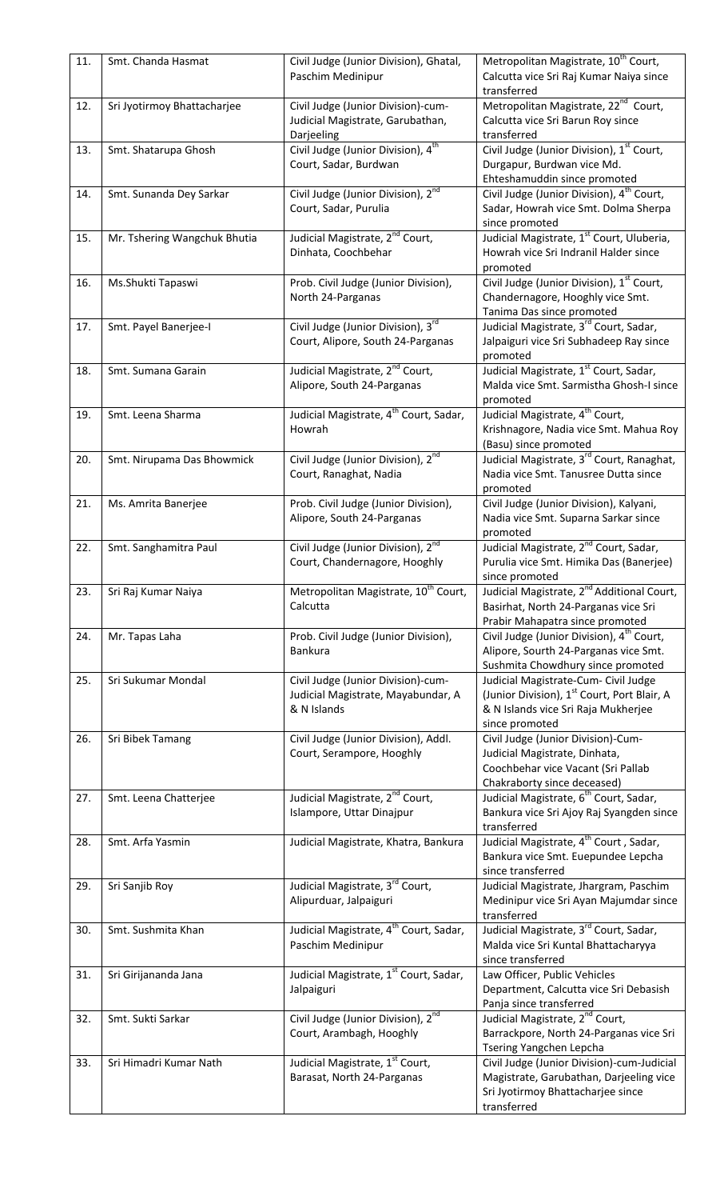| 11. | Smt. Chanda Hasmat | Civil Judge (Junior Division), Ghatal, Paschim Medinipur | Metropolitan Magistrate, 10th Court, Calcutta vice Sri Raj Kumar Naiya since transferred |
|---|---|---|---|
| 12. | Sri Jyotirmoy Bhattacharjee | Civil Judge (Junior Division)-cum-Judicial Magistrate, Garubathan, Darjeeling | Metropolitan Magistrate, 22nd Court, Calcutta vice Sri Barun Roy since transferred |
| 13. | Smt. Shatarupa Ghosh | Civil Judge (Junior Division), 4th Court, Sadar, Burdwan | Civil Judge (Junior Division), 1st Court, Durgapur, Burdwan vice Md. Ehteshamuddin since promoted |
| 14. | Smt. Sunanda Dey Sarkar | Civil Judge (Junior Division), 2nd Court, Sadar, Purulia | Civil Judge (Junior Division), 4th Court, Sadar, Howrah vice Smt. Dolma Sherpa since promoted |
| 15. | Mr. Tshering Wangchuk Bhutia | Judicial Magistrate, 2nd Court, Dinhata, Coochbehar | Judicial Magistrate, 1st Court, Uluberia, Howrah vice Sri Indranil Halder since promoted |
| 16. | Ms.Shukti Tapaswi | Prob. Civil Judge (Junior Division), North 24-Parganas | Civil Judge (Junior Division), 1st Court, Chandernagore, Hooghly vice Smt. Tanima Das since promoted |
| 17. | Smt. Payel Banerjee-I | Civil Judge (Junior Division), 3rd Court, Alipore, South 24-Parganas | Judicial Magistrate, 3rd Court, Sadar, Jalpaiguri vice Sri Subhadeep Ray since promoted |
| 18. | Smt. Sumana Garain | Judicial Magistrate, 2nd Court, Alipore, South 24-Parganas | Judicial Magistrate, 1st Court, Sadar, Malda vice Smt. Sarmistha Ghosh-I since promoted |
| 19. | Smt. Leena Sharma | Judicial Magistrate, 4th Court, Sadar, Howrah | Judicial Magistrate, 4th Court, Krishnagore, Nadia vice Smt. Mahua Roy (Basu) since promoted |
| 20. | Smt. Nirupama Das Bhowmick | Civil Judge (Junior Division), 2nd Court, Ranaghat, Nadia | Judicial Magistrate, 3rd Court, Ranaghat, Nadia vice Smt. Tanusree Dutta since promoted |
| 21. | Ms. Amrita Banerjee | Prob. Civil Judge (Junior Division), Alipore, South 24-Parganas | Civil Judge (Junior Division), Kalyani, Nadia vice Smt. Suparna Sarkar since promoted |
| 22. | Smt. Sanghamitra Paul | Civil Judge (Junior Division), 2nd Court, Chandernagore, Hooghly | Judicial Magistrate, 2nd Court, Sadar, Purulia vice Smt. Himika Das (Banerjee) since promoted |
| 23. | Sri Raj Kumar Naiya | Metropolitan Magistrate, 10th Court, Calcutta | Judicial Magistrate, 2nd Additional Court, Basirhat, North 24-Parganas vice Sri Prabir Mahapatra since promoted |
| 24. | Mr. Tapas Laha | Prob. Civil Judge (Junior Division), Bankura | Civil Judge (Junior Division), 4th Court, Alipore, South 24-Parganas vice Smt. Sushmita Chowdhury since promoted |
| 25. | Sri Sukumar Mondal | Civil Judge (Junior Division)-cum-Judicial Magistrate, Mayabundar, A & N Islands | Judicial Magistrate-Cum- Civil Judge (Junior Division), 1st Court, Port Blair, A & N Islands vice Sri Raja Mukherjee since promoted |
| 26. | Sri Bibek Tamang | Civil Judge (Junior Division), Addl. Court, Serampore, Hooghly | Civil Judge (Junior Division)-Cum-Judicial Magistrate, Dinhata, Coochbehar vice Vacant (Sri Pallab Chakraborty since deceased) |
| 27. | Smt. Leena Chatterjee | Judicial Magistrate, 2nd Court, Islampore, Uttar Dinajpur | Judicial Magistrate, 6th Court, Sadar, Bankura vice Sri Ajoy Raj Syangden since transferred |
| 28. | Smt. Arfa Yasmin | Judicial Magistrate, Khatra, Bankura | Judicial Magistrate, 4th Court , Sadar, Bankura vice Smt. Euepundee Lepcha since transferred |
| 29. | Sri Sanjib Roy | Judicial Magistrate, 3rd Court, Alipurduar, Jalpaiguri | Judicial Magistrate, Jhargram, Paschim Medinipur vice Sri Ayan Majumdar since transferred |
| 30. | Smt. Sushmita Khan | Judicial Magistrate, 4th Court, Sadar, Paschim Medinipur | Judicial Magistrate, 3rd Court, Sadar, Malda vice Sri Kuntal Bhattacharyya since transferred |
| 31. | Sri Girijananda Jana | Judicial Magistrate, 1st Court, Sadar, Jalpaiguri | Law Officer, Public Vehicles Department, Calcutta vice Sri Debasish Panja since transferred |
| 32. | Smt. Sukti Sarkar | Civil Judge (Junior Division), 2nd Court, Arambagh, Hooghly | Judicial Magistrate, 2nd Court, Barrackpore, North 24-Parganas vice Sri Tsering Yangchen Lepcha |
| 33. | Sri Himadri Kumar Nath | Judicial Magistrate, 1st Court, Barasat, North 24-Parganas | Civil Judge (Junior Division)-cum-Judicial Magistrate, Garubathan, Darjeeling vice Sri Jyotirmoy Bhattacharjee since transferred |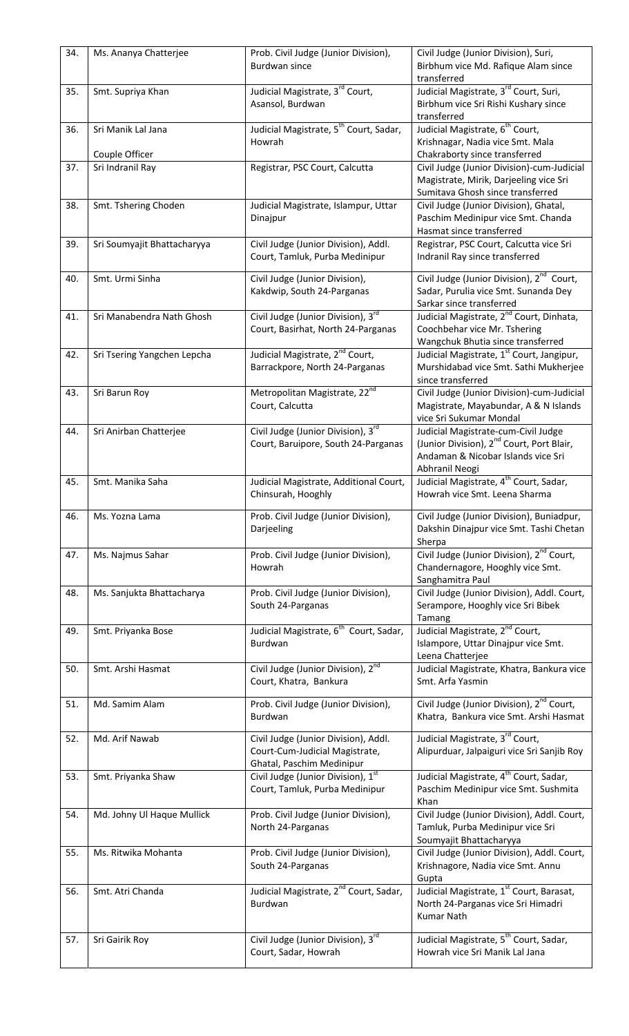| 34. | Ms. Ananya Chatterjee | Prob. Civil Judge (Junior Division), Burdwan since | Civil Judge (Junior Division), Suri, Birbhum vice Md. Rafique Alam since transferred |
|---|---|---|---|
| 35. | Smt. Supriya Khan | Judicial Magistrate, 3rd Court, Asansol, Burdwan | Judicial Magistrate, 3rd Court, Suri, Birbhum vice Sri Rishi Kushary since transferred |
| 36. | Sri Manik Lal Jana<br><br>Couple Officer | Judicial Magistrate, 5th Court, Sadar, Howrah | Judicial Magistrate, 6th Court, Krishnagar, Nadia vice Smt. Mala Chakraborty since transferred |
| 37. | Sri Indranil Ray | Registrar, PSC Court, Calcutta | Civil Judge (Junior Division)-cum-Judicial Magistrate, Mirik, Darjeeling vice Sri Sumitava Ghosh since transferred |
| 38. | Smt. Tshering Choden | Judicial Magistrate, Islampur, Uttar Dinajpur | Civil Judge (Junior Division), Ghatal, Paschim Medinipur vice Smt. Chanda Hasmat since transferred |
| 39. | Sri Soumyajit Bhattacharyya | Civil Judge (Junior Division), Addl. Court, Tamluk, Purba Medinipur | Registrar, PSC Court, Calcutta vice Sri Indranil Ray since transferred |
| 40. | Smt. Urmi Sinha | Civil Judge (Junior Division), Kakdwip, South 24-Parganas | Civil Judge (Junior Division), 2nd Court, Sadar, Purulia vice Smt. Sunanda Dey Sarkar since transferred |
| 41. | Sri Manabendra Nath Ghosh | Civil Judge (Junior Division), 3rd Court, Basirhat, North 24-Parganas | Judicial Magistrate, 2nd Court, Dinhata, Coochbehar vice Mr. Tshering Wangchuk Bhutia since transferred |
| 42. | Sri Tsering Yangchen Lepcha | Judicial Magistrate, 2nd Court, Barrackpore, North 24-Parganas | Judicial Magistrate, 1st Court, Jangipur, Murshidabad vice Smt. Sathi Mukherjee since transferred |
| 43. | Sri Barun Roy | Metropolitan Magistrate, 22nd Court, Calcutta | Civil Judge (Junior Division)-cum-Judicial Magistrate, Mayabundar, A & N Islands vice Sri Sukumar Mondal |
| 44. | Sri Anirban Chatterjee | Civil Judge (Junior Division), 3rd Court, Baruipore, South 24-Parganas | Judicial Magistrate-cum-Civil Judge (Junior Division), 2nd Court, Port Blair, Andaman & Nicobar Islands vice Sri Abhranil Neogi |
| 45. | Smt. Manika Saha | Judicial Magistrate, Additional Court, Chinsurah, Hooghly | Judicial Magistrate, 4th Court, Sadar, Howrah vice Smt. Leena Sharma |
| 46. | Ms. Yozna Lama | Prob. Civil Judge (Junior Division), Darjeeling | Civil Judge (Junior Division), Buniadpur, Dakshin Dinajpur vice Smt. Tashi Chetan Sherpa |
| 47. | Ms. Najmus Sahar | Prob. Civil Judge (Junior Division), Howrah | Civil Judge (Junior Division), 2nd Court, Chandernagore, Hooghly vice Smt. Sanghamitra Paul |
| 48. | Ms. Sanjukta Bhattacharya | Prob. Civil Judge (Junior Division), South 24-Parganas | Civil Judge (Junior Division), Addl. Court, Serampore, Hooghly vice Sri Bibek Tamang |
| 49. | Smt. Priyanka Bose | Judicial Magistrate, 6th Court, Sadar, Burdwan | Judicial Magistrate, 2nd Court, Islampore, Uttar Dinajpur vice Smt. Leena Chatterjee |
| 50. | Smt. Arshi Hasmat | Civil Judge (Junior Division), 2nd Court, Khatra, Bankura | Judicial Magistrate, Khatra, Bankura vice Smt. Arfa Yasmin |
| 51. | Md. Samim Alam | Prob. Civil Judge (Junior Division), Burdwan | Civil Judge (Junior Division), 2nd Court, Khatra, Bankura vice Smt. Arshi Hasmat |
| 52. | Md. Arif Nawab | Civil Judge (Junior Division), Addl. Court-Cum-Judicial Magistrate, Ghatal, Paschim Medinipur | Judicial Magistrate, 3rd Court, Alipurduar, Jalpaiguri vice Sri Sanjib Roy |
| 53. | Smt. Priyanka Shaw | Civil Judge (Junior Division), 1st Court, Tamluk, Purba Medinipur | Judicial Magistrate, 4th Court, Sadar, Paschim Medinipur vice Smt. Sushmita Khan |
| 54. | Md. Johny Ul Haque Mullick | Prob. Civil Judge (Junior Division), North 24-Parganas | Civil Judge (Junior Division), Addl. Court, Tamluk, Purba Medinipur vice Sri Soumyajit Bhattacharyya |
| 55. | Ms. Ritwika Mohanta | Prob. Civil Judge (Junior Division), South 24-Parganas | Civil Judge (Junior Division), Addl. Court, Krishnagore, Nadia vice Smt. Annu Gupta |
| 56. | Smt. Atri Chanda | Judicial Magistrate, 2nd Court, Sadar, Burdwan | Judicial Magistrate, 1st Court, Barasat, North 24-Parganas vice Sri Himadri Kumar Nath |
| 57. | Sri Gairik Roy | Civil Judge (Junior Division), 3rd Court, Sadar, Howrah | Judicial Magistrate, 5th Court, Sadar, Howrah vice Sri Manik Lal Jana |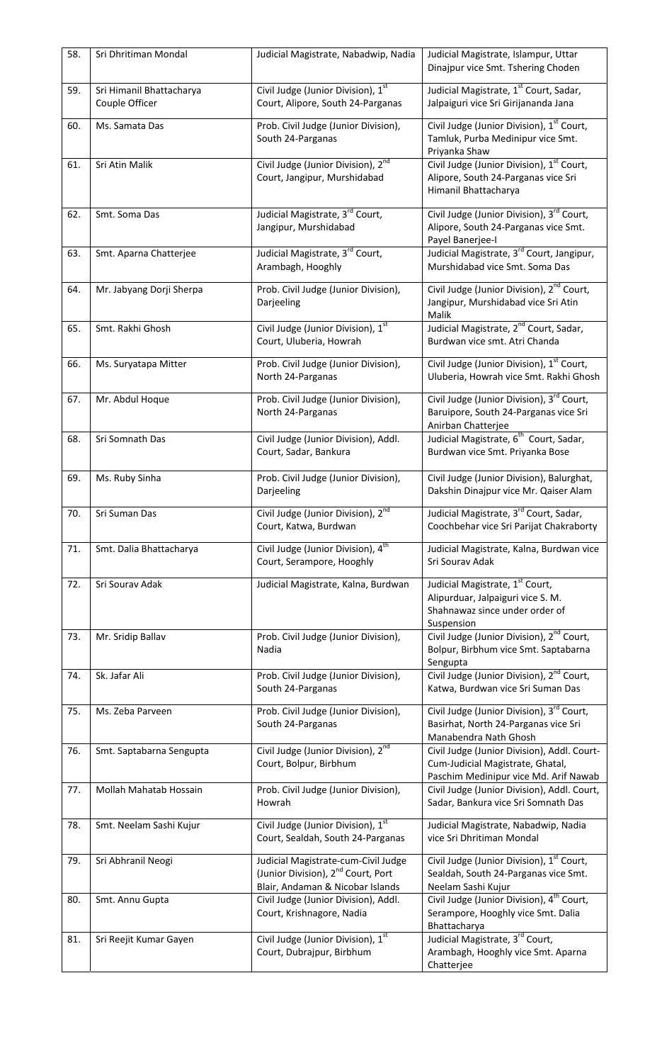| 58. | Sri Dhritiman Mondal | Judicial Magistrate, Nabadwip, Nadia | Judicial Magistrate, Islampur, Uttar Dinajpur vice Smt. Tshering Choden |
|---|---|---|---|
| 59. | Sri Himanil Bhattacharya Couple Officer | Civil Judge (Junior Division), 1st Court, Alipore, South 24-Parganas | Judicial Magistrate, 1st Court, Sadar, Jalpaiguri vice Sri Girijananda Jana |
| 60. | Ms. Samata Das | Prob. Civil Judge (Junior Division), South 24-Parganas | Civil Judge (Junior Division), 1st Court, Tamluk, Purba Medinipur vice Smt. Priyanka Shaw |
| 61. | Sri Atin Malik | Civil Judge (Junior Division), 2nd Court, Jangipur, Murshidabad | Civil Judge (Junior Division), 1st Court, Alipore, South 24-Parganas vice Sri Himanil Bhattacharya |
| 62. | Smt. Soma Das | Judicial Magistrate, 3rd Court, Jangipur, Murshidabad | Civil Judge (Junior Division), 3rd Court, Alipore, South 24-Parganas vice Smt. Payel Banerjee-I |
| 63. | Smt. Aparna Chatterjee | Judicial Magistrate, 3rd Court, Arambagh, Hooghly | Judicial Magistrate, 3rd Court, Jangipur, Murshidabad vice Smt. Soma Das |
| 64. | Mr. Jabyang Dorji Sherpa | Prob. Civil Judge (Junior Division), Darjeeling | Civil Judge (Junior Division), 2nd Court, Jangipur, Murshidabad vice Sri Atin Malik |
| 65. | Smt. Rakhi Ghosh | Civil Judge (Junior Division), 1st Court, Uluberia, Howrah | Judicial Magistrate, 2nd Court, Sadar, Burdwan vice smt. Atri Chanda |
| 66. | Ms. Suryatapa Mitter | Prob. Civil Judge (Junior Division), North 24-Parganas | Civil Judge (Junior Division), 1st Court, Uluberia, Howrah vice Smt. Rakhi Ghosh |
| 67. | Mr. Abdul Hoque | Prob. Civil Judge (Junior Division), North 24-Parganas | Civil Judge (Junior Division), 3rd Court, Baruipore, South 24-Parganas vice Sri Anirban Chatterjee |
| 68. | Sri Somnath Das | Civil Judge (Junior Division), Addl. Court, Sadar, Bankura | Judicial Magistrate, 6th Court, Sadar, Burdwan vice Smt. Priyanka Bose |
| 69. | Ms. Ruby Sinha | Prob. Civil Judge (Junior Division), Darjeeling | Civil Judge (Junior Division), Balurghat, Dakshin Dinajpur vice Mr. Qaiser Alam |
| 70. | Sri Suman Das | Civil Judge (Junior Division), 2nd Court, Katwa, Burdwan | Judicial Magistrate, 3rd Court, Sadar, Coochbehar vice Sri Parijat Chakraborty |
| 71. | Smt. Dalia Bhattacharya | Civil Judge (Junior Division), 4th Court, Serampore, Hooghly | Judicial Magistrate, Kalna, Burdwan vice Sri Sourav Adak |
| 72. | Sri Sourav Adak | Judicial Magistrate, Kalna, Burdwan | Judicial Magistrate, 1st Court, Alipurduar, Jalpaiguri vice S. M. Shahnawaz since under order of Suspension |
| 73. | Mr. Sridip Ballav | Prob. Civil Judge (Junior Division), Nadia | Civil Judge (Junior Division), 2nd Court, Bolpur, Birbhum vice Smt. Saptabarna Sengupta |
| 74. | Sk. Jafar Ali | Prob. Civil Judge (Junior Division), South 24-Parganas | Civil Judge (Junior Division), 2nd Court, Katwa, Burdwan vice Sri Suman Das |
| 75. | Ms. Zeba Parveen | Prob. Civil Judge (Junior Division), South 24-Parganas | Civil Judge (Junior Division), 3rd Court, Basirhat, North 24-Parganas vice Sri Manabendra Nath Ghosh |
| 76. | Smt. Saptabarna Sengupta | Civil Judge (Junior Division), 2nd Court, Bolpur, Birbhum | Civil Judge (Junior Division), Addl. Court-Cum-Judicial Magistrate, Ghatal, Paschim Medinipur vice Md. Arif Nawab |
| 77. | Mollah Mahatab Hossain | Prob. Civil Judge (Junior Division), Howrah | Civil Judge (Junior Division), Addl. Court, Sadar, Bankura vice Sri Somnath Das |
| 78. | Smt. Neelam Sashi Kujur | Civil Judge (Junior Division), 1st Court, Sealdah, South 24-Parganas | Judicial Magistrate, Nabadwip, Nadia vice Sri Dhritiman Mondal |
| 79. | Sri Abhranil Neogi | Judicial Magistrate-cum-Civil Judge (Junior Division), 2nd Court, Port Blair, Andaman & Nicobar Islands | Civil Judge (Junior Division), 1st Court, Sealdah, South 24-Parganas vice Smt. Neelam Sashi Kujur |
| 80. | Smt. Annu Gupta | Civil Judge (Junior Division), Addl. Court, Krishnagore, Nadia | Civil Judge (Junior Division), 4th Court, Serampore, Hooghly vice Smt. Dalia Bhattacharya |
| 81. | Sri Reejit Kumar Gayen | Civil Judge (Junior Division), 1st Court, Dubrajpur, Birbhum | Judicial Magistrate, 3rd Court, Arambagh, Hooghly vice Smt. Aparna Chatterjee |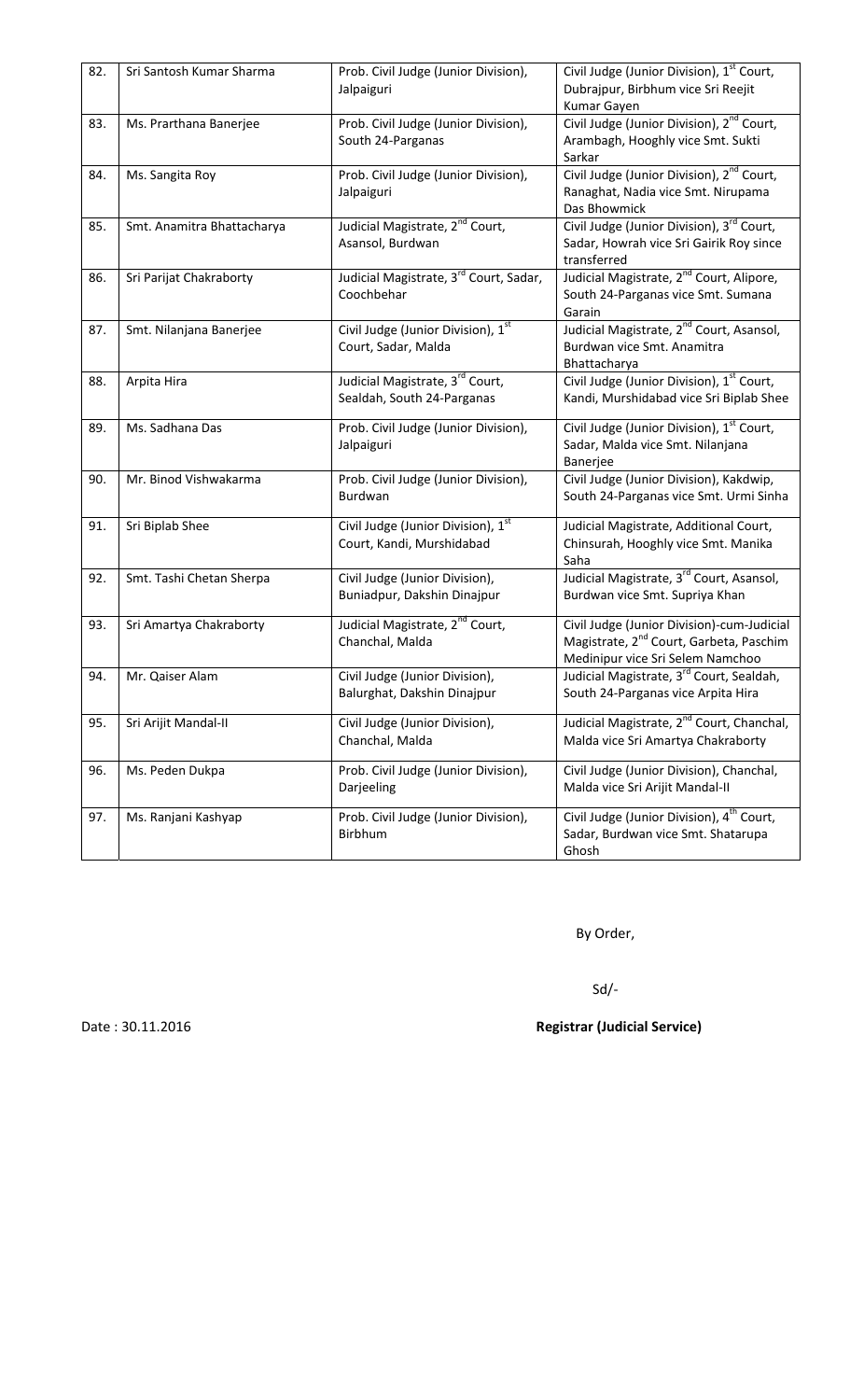| | | | |
|---|---|---|---|
| 82. | Sri Santosh Kumar Sharma | Prob. Civil Judge (Junior Division), Jalpaiguri | Civil Judge (Junior Division), 1st Court, Dubrajpur, Birbhum vice Sri Reejit Kumar Gayen |
| 83. | Ms. Prarthana Banerjee | Prob. Civil Judge (Junior Division), South 24-Parganas | Civil Judge (Junior Division), 2nd Court, Arambagh, Hooghly vice Smt. Sukti Sarkar |
| 84. | Ms. Sangita Roy | Prob. Civil Judge (Junior Division), Jalpaiguri | Civil Judge (Junior Division), 2nd Court, Ranaghat, Nadia vice Smt. Nirupama Das Bhowmick |
| 85. | Smt. Anamitra Bhattacharya | Judicial Magistrate, 2nd Court, Asansol, Burdwan | Civil Judge (Junior Division), 3rd Court, Sadar, Howrah vice Sri Gairik Roy since transferred |
| 86. | Sri Parijat Chakraborty | Judicial Magistrate, 3rd Court, Sadar, Coochbehar | Judicial Magistrate, 2nd Court, Alipore, South 24-Parganas vice Smt. Sumana Garain |
| 87. | Smt. Nilanjana Banerjee | Civil Judge (Junior Division), 1st Court, Sadar, Malda | Judicial Magistrate, 2nd Court, Asansol, Burdwan vice Smt. Anamitra Bhattacharya |
| 88. | Arpita Hira | Judicial Magistrate, 3rd Court, Sealdah, South 24-Parganas | Civil Judge (Junior Division), 1st Court, Kandi, Murshidabad vice Sri Biplab Shee |
| 89. | Ms. Sadhana Das | Prob. Civil Judge (Junior Division), Jalpaiguri | Civil Judge (Junior Division), 1st Court, Sadar, Malda vice Smt. Nilanjana Banerjee |
| 90. | Mr. Binod Vishwakarma | Prob. Civil Judge (Junior Division), Burdwan | Civil Judge (Junior Division), Kakdwip, South 24-Parganas vice Smt. Urmi Sinha |
| 91. | Sri Biplab Shee | Civil Judge (Junior Division), 1st Court, Kandi, Murshidabad | Judicial Magistrate, Additional Court, Chinsurah, Hooghly vice Smt. Manika Saha |
| 92. | Smt. Tashi Chetan Sherpa | Civil Judge (Junior Division), Buniadpur, Dakshin Dinajpur | Judicial Magistrate, 3rd Court, Asansol, Burdwan vice Smt. Supriya Khan |
| 93. | Sri Amartya Chakraborty | Judicial Magistrate, 2nd Court, Chanchal, Malda | Civil Judge (Junior Division)-cum-Judicial Magistrate, 2nd Court, Garbeta, Paschim Medinipur vice Sri Selem Namchoo |
| 94. | Mr. Qaiser Alam | Civil Judge (Junior Division), Balurghat, Dakshin Dinajpur | Judicial Magistrate, 3rd Court, Sealdah, South 24-Parganas vice Arpita Hira |
| 95. | Sri Arijit Mandal-II | Civil Judge (Junior Division), Chanchal, Malda | Judicial Magistrate, 2nd Court, Chanchal, Malda vice Sri Amartya Chakraborty |
| 96. | Ms. Peden Dukpa | Prob. Civil Judge (Junior Division), Darjeeling | Civil Judge (Junior Division), Chanchal, Malda vice Sri Arijit Mandal-II |
| 97. | Ms. Ranjani Kashyap | Prob. Civil Judge (Junior Division), Birbhum | Civil Judge (Junior Division), 4th Court, Sadar, Burdwan vice Smt. Shatarupa Ghosh |

By Order,

Sd/-

Date : 30.11.2016

**Registrar (Judicial Service)**